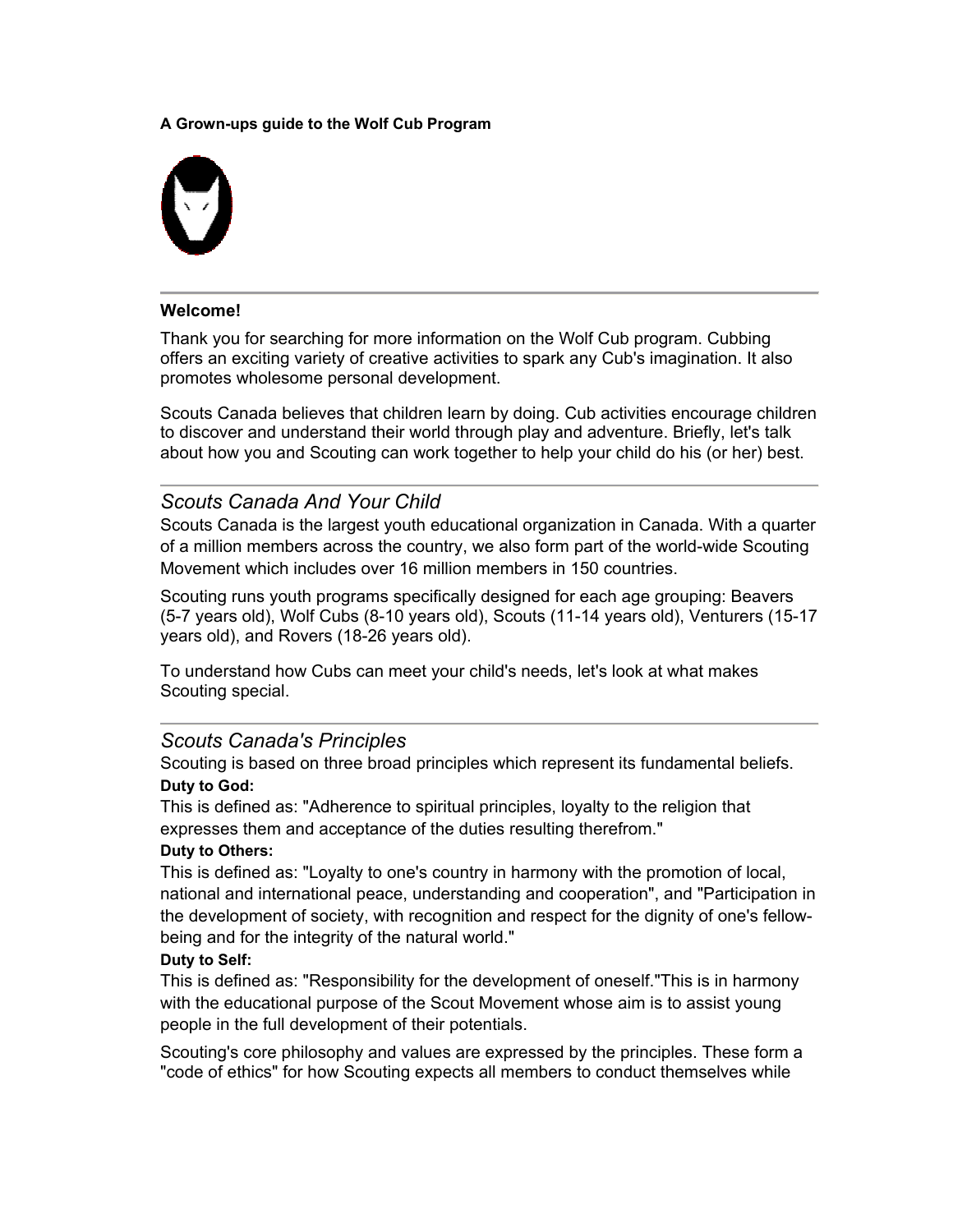**A Grown-ups guide to the Wolf Cub Program**

**Welcome!**

Thank you for searching for more information on the Wolf Cub program. Cubbing offers an exciting variety of creative activities to spark any Cub's imagination. It also promotes wholesome personal development.

Scouts Canada believes that children learn by doing. Cub activities encourage children to discover and understand their world through play and adventure. Briefly, let's talk about how you and Scouting can work together to help your child do his (or her) best.

## *Scouts Canada And Your Child*

Scouts Canada is the largest youth educational organization in Canada. With a quarter of a million members across the country, we also form part of the world-wide Scouting Movement which includes over 16 million members in 150 countries.

Scouting runs youth programs specifically designed for each age grouping: Beavers (5-7 years old), Wolf Cubs (8-10 years old), Scouts (11-14 years old), Venturers (15-17 years old), and Rovers (18-26 years old).

To understand how Cubs can meet your child's needs, let's look at what makes Scouting special.

## *Scouts Canada's Principles*

Scouting is based on three broad principles which represent its fundamental beliefs.

**Duty to God:**

This is defined as: "Adherence to spiritual principles, loyalty to the religion that expresses them and acceptance of the duties resulting therefrom."

**Duty to Others:**

This is defined as: "Loyalty to one's country in harmony with the promotion of local, national and international peace, understanding and cooperation", and "Participation in the development of society, with recognition and respect for the dignity of one's fellow-being and for the integrity of the natural world."

**Duty to Self:**

This is defined as: "Responsibility for the development of oneself."This is in harmony with the educational purpose of the Scout Movement whose aim is to assist young people in the full development of their potentials.

Scouting's core philosophy and values are expressed by the principles. These form a "code of ethics" for how Scouting expects all members to conduct themselves while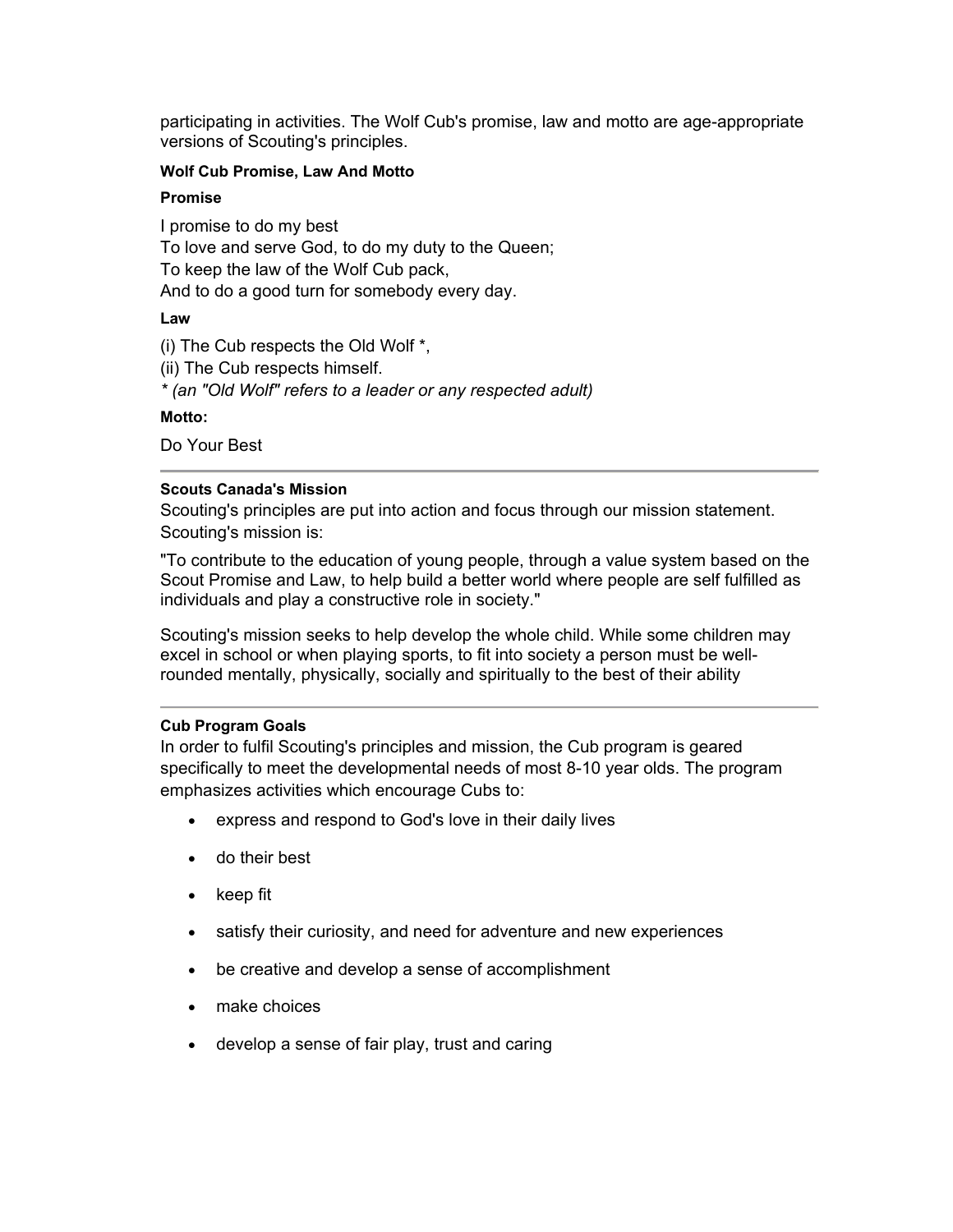participating in activities. The Wolf Cub's promise, law and motto are age-appropriate versions of Scouting's principles.

#### Wolf Cub Promise, Law And Motto

**Promise**

I promise to do my best
To love and serve God, to do my duty to the Queen;
To keep the law of the Wolf Cub pack,
And to do a good turn for somebody every day.

**Law**

(i) The Cub respects the Old Wolf *,
(ii) The Cub respects himself.
*\* (an "Old Wolf" refers to a leader or any respected adult)*

**Motto:**

Do Your Best

---

#### Scouts Canada's Mission

Scouting's principles are put into action and focus through our mission statement. Scouting's mission is:

"To contribute to the education of young people, through a value system based on the Scout Promise and Law, to help build a better world where people are self fulfilled as individuals and play a constructive role in society."

Scouting's mission seeks to help develop the whole child. While some children may excel in school or when playing sports, to fit into society a person must be well-rounded mentally, physically, socially and spiritually to the best of their ability

---

#### Cub Program Goals

In order to fulfil Scouting's principles and mission, the Cub program is geared specifically to meet the developmental needs of most 8-10 year olds. The program emphasizes activities which encourage Cubs to:

- express and respond to God's love in their daily lives
- do their best
- keep fit
- satisfy their curiosity, and need for adventure and new experiences
- be creative and develop a sense of accomplishment
- make choices
- develop a sense of fair play, trust and caring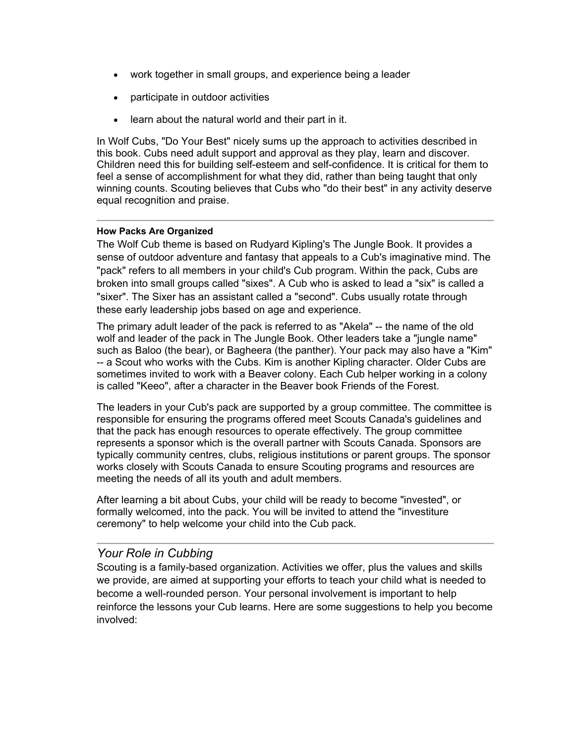- work together in small groups, and experience being a leader
- participate in outdoor activities
- learn about the natural world and their part in it.

In Wolf Cubs, "Do Your Best" nicely sums up the approach to activities described in this book. Cubs need adult support and approval as they play, learn and discover. Children need this for building self-esteem and self-confidence. It is critical for them to feel a sense of accomplishment for what they did, rather than being taught that only winning counts. Scouting believes that Cubs who "do their best" in any activity deserve equal recognition and praise.

---

**How Packs Are Organized**

The Wolf Cub theme is based on Rudyard Kipling's The Jungle Book. It provides a sense of outdoor adventure and fantasy that appeals to a Cub's imaginative mind. The "pack" refers to all members in your child's Cub program. Within the pack, Cubs are broken into small groups called "sixes". A Cub who is asked to lead a "six" is called a "sixer". The Sixer has an assistant called a "second". Cubs usually rotate through these early leadership jobs based on age and experience.

The primary adult leader of the pack is referred to as "Akela" -- the name of the old wolf and leader of the pack in The Jungle Book. Other leaders take a "jungle name" such as Baloo (the bear), or Bagheera (the panther). Your pack may also have a "Kim" -- a Scout who works with the Cubs. Kim is another Kipling character. Older Cubs are sometimes invited to work with a Beaver colony. Each Cub helper working in a colony is called "Keeo", after a character in the Beaver book Friends of the Forest.

The leaders in your Cub's pack are supported by a group committee. The committee is responsible for ensuring the programs offered meet Scouts Canada's guidelines and that the pack has enough resources to operate effectively. The group committee represents a sponsor which is the overall partner with Scouts Canada. Sponsors are typically community centres, clubs, religious institutions or parent groups. The sponsor works closely with Scouts Canada to ensure Scouting programs and resources are meeting the needs of all its youth and adult members.

After learning a bit about Cubs, your child will be ready to become "invested", or formally welcomed, into the pack. You will be invited to attend the "investiture ceremony" to help welcome your child into the Cub pack.

---

## *Your Role in Cubbing*

Scouting is a family-based organization. Activities we offer, plus the values and skills we provide, are aimed at supporting your efforts to teach your child what is needed to become a well-rounded person. Your personal involvement is important to help reinforce the lessons your Cub learns. Here are some suggestions to help you become involved: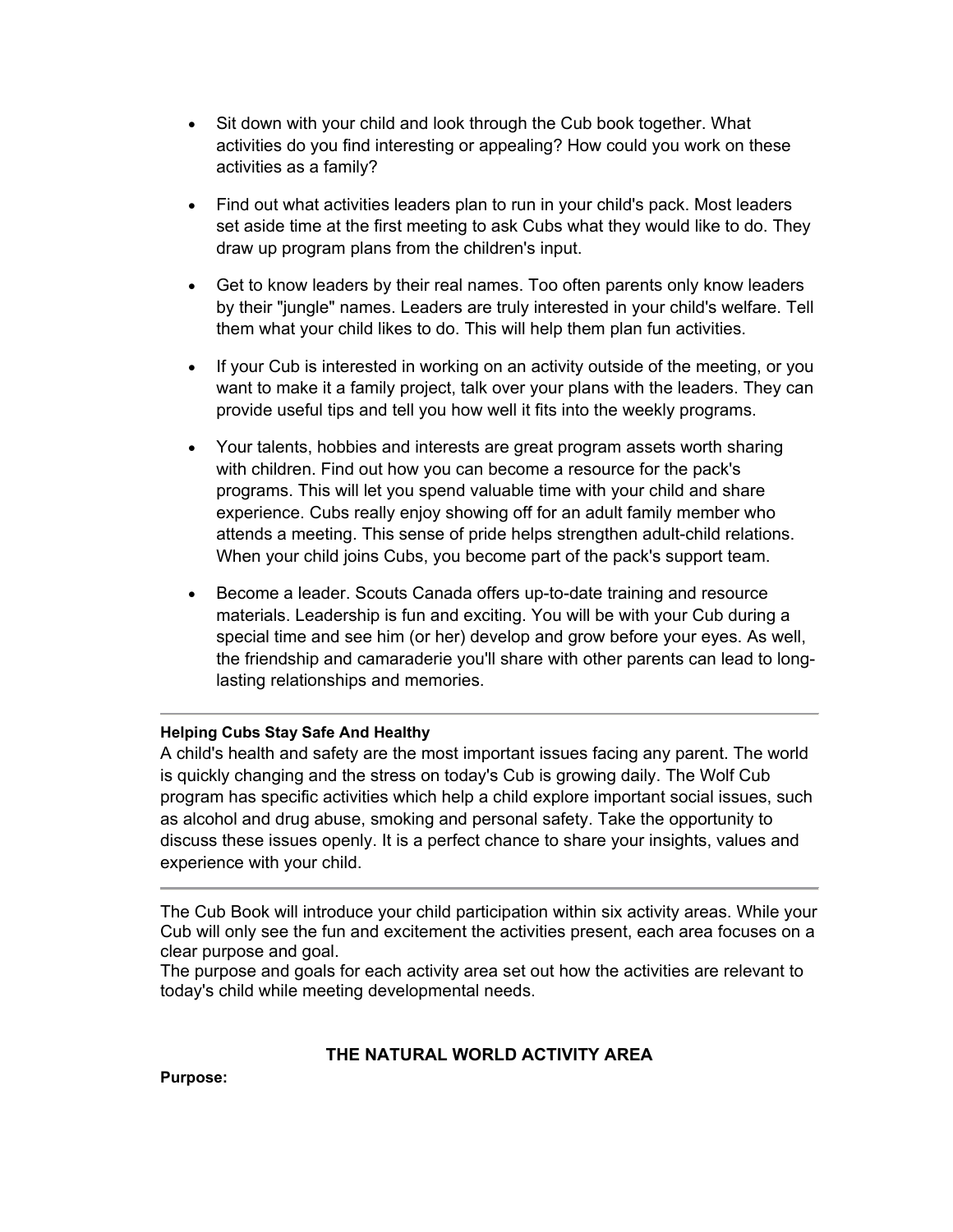- Sit down with your child and look through the Cub book together. What activities do you find interesting or appealing? How could you work on these activities as a family?

- Find out what activities leaders plan to run in your child's pack. Most leaders set aside time at the first meeting to ask Cubs what they would like to do. They draw up program plans from the children's input.

- Get to know leaders by their real names. Too often parents only know leaders by their "jungle" names. Leaders are truly interested in your child's welfare. Tell them what your child likes to do. This will help them plan fun activities.

- If your Cub is interested in working on an activity outside of the meeting, or you want to make it a family project, talk over your plans with the leaders. They can provide useful tips and tell you how well it fits into the weekly programs.

- Your talents, hobbies and interests are great program assets worth sharing with children. Find out how you can become a resource for the pack's programs. This will let you spend valuable time with your child and share experience. Cubs really enjoy showing off for an adult family member who attends a meeting. This sense of pride helps strengthen adult-child relations. When your child joins Cubs, you become part of the pack's support team.

- Become a leader. Scouts Canada offers up-to-date training and resource materials. Leadership is fun and exciting. You will be with your Cub during a special time and see him (or her) develop and grow before your eyes. As well, the friendship and camaraderie you'll share with other parents can lead to long-lasting relationships and memories.

---

**Helping Cubs Stay Safe And Healthy**

A child's health and safety are the most important issues facing any parent. The world is quickly changing and the stress on today's Cub is growing daily. The Wolf Cub program has specific activities which help a child explore important social issues, such as alcohol and drug abuse, smoking and personal safety. Take the opportunity to discuss these issues openly. It is a perfect chance to share your insights, values and experience with your child.

---

The Cub Book will introduce your child participation within six activity areas. While your Cub will only see the fun and excitement the activities present, each area focuses on a clear purpose and goal.
The purpose and goals for each activity area set out how the activities are relevant to today's child while meeting developmental needs.

## THE NATURAL WORLD ACTIVITY AREA

**Purpose:**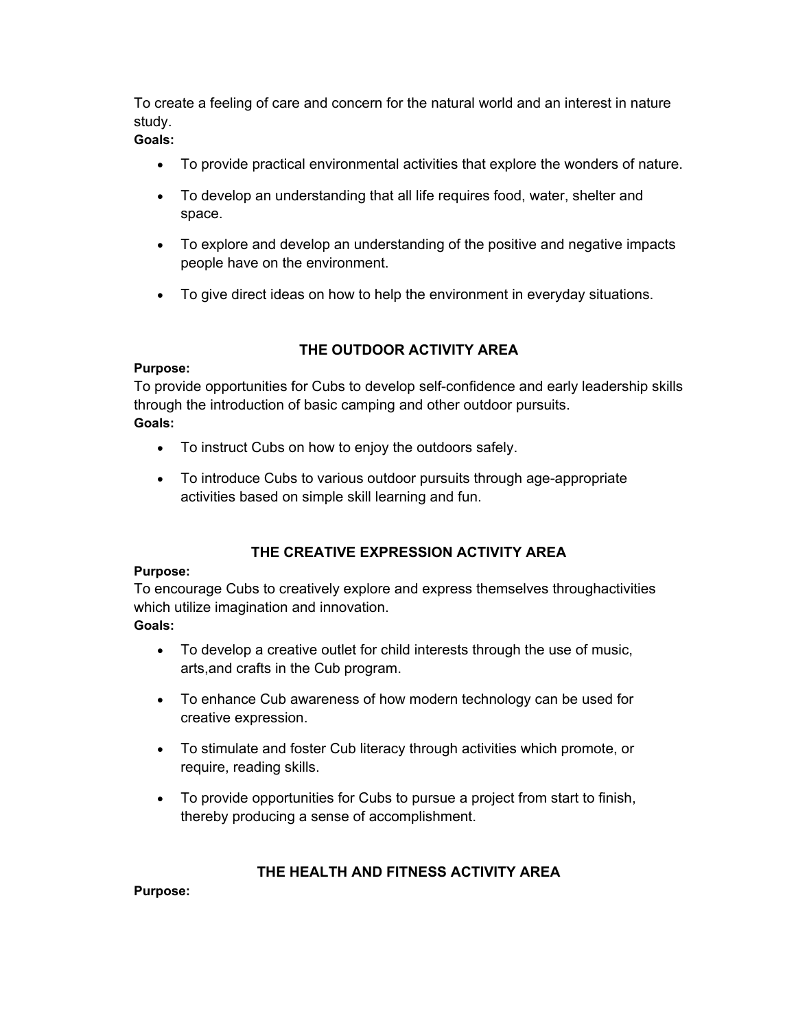To create a feeling of care and concern for the natural world and an interest in nature study.

**Goals:**

- To provide practical environmental activities that explore the wonders of nature.
- To develop an understanding that all life requires food, water, shelter and space.
- To explore and develop an understanding of the positive and negative impacts people have on the environment.
- To give direct ideas on how to help the environment in everyday situations.

## THE OUTDOOR ACTIVITY AREA

**Purpose:**

To provide opportunities for Cubs to develop self-confidence and early leadership skills through the introduction of basic camping and other outdoor pursuits.

**Goals:**

- To instruct Cubs on how to enjoy the outdoors safely.
- To introduce Cubs to various outdoor pursuits through age-appropriate activities based on simple skill learning and fun.

## THE CREATIVE EXPRESSION ACTIVITY AREA

**Purpose:**

To encourage Cubs to creatively explore and express themselves throughactivities which utilize imagination and innovation.

**Goals:**

- To develop a creative outlet for child interests through the use of music, arts,and crafts in the Cub program.
- To enhance Cub awareness of how modern technology can be used for creative expression.
- To stimulate and foster Cub literacy through activities which promote, or require, reading skills.
- To provide opportunities for Cubs to pursue a project from start to finish, thereby producing a sense of accomplishment.

## THE HEALTH AND FITNESS ACTIVITY AREA

**Purpose:**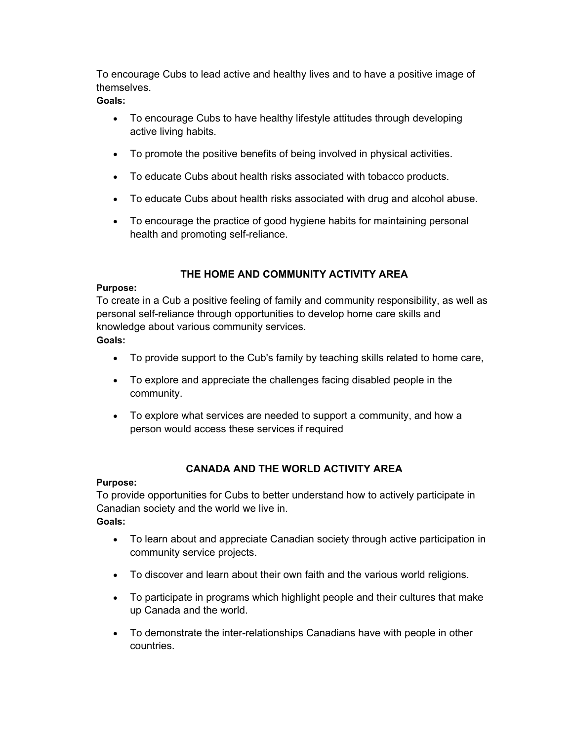To encourage Cubs to lead active and healthy lives and to have a positive image of themselves.

**Goals:**

- To encourage Cubs to have healthy lifestyle attitudes through developing active living habits.
- To promote the positive benefits of being involved in physical activities.
- To educate Cubs about health risks associated with tobacco products.
- To educate Cubs about health risks associated with drug and alcohol abuse.
- To encourage the practice of good hygiene habits for maintaining personal health and promoting self-reliance.

## THE HOME AND COMMUNITY ACTIVITY AREA

**Purpose:**

To create in a Cub a positive feeling of family and community responsibility, as well as personal self-reliance through opportunities to develop home care skills and knowledge about various community services.

**Goals:**

- To provide support to the Cub's family by teaching skills related to home care,
- To explore and appreciate the challenges facing disabled people in the community.
- To explore what services are needed to support a community, and how a person would access these services if required

## CANADA AND THE WORLD ACTIVITY AREA

**Purpose:**

To provide opportunities for Cubs to better understand how to actively participate in Canadian society and the world we live in.

**Goals:**

- To learn about and appreciate Canadian society through active participation in community service projects.
- To discover and learn about their own faith and the various world religions.
- To participate in programs which highlight people and their cultures that make up Canada and the world.
- To demonstrate the inter-relationships Canadians have with people in other countries.